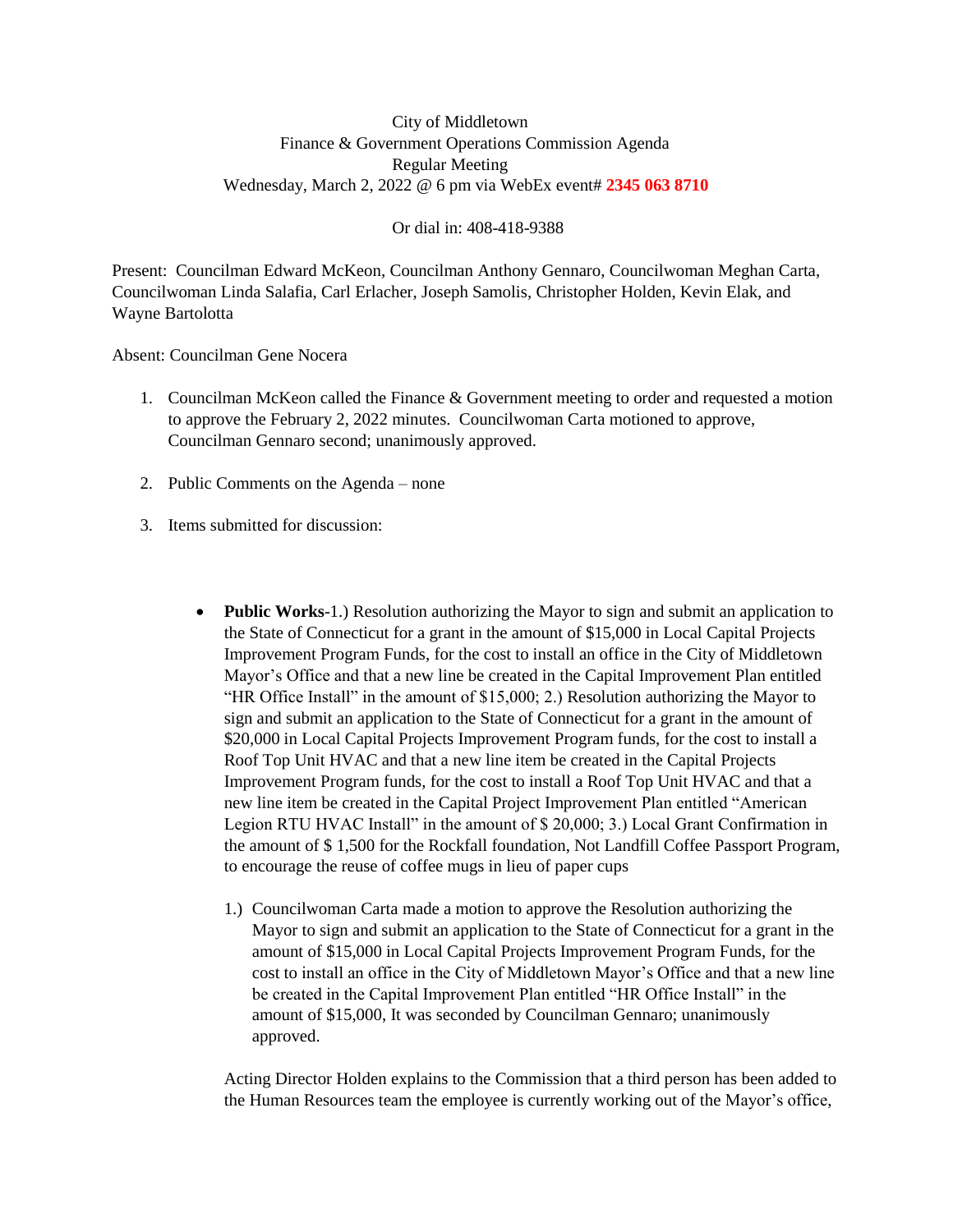City of Middletown
Finance & Government Operations Commission Agenda
Regular Meeting
Wednesday, March 2, 2022 @ 6 pm via WebEx event# **2345 063 8710**

Or dial in: 408-418-9388

Present: Councilman Edward McKeon, Councilman Anthony Gennaro, Councilwoman Meghan Carta, Councilwoman Linda Salafia, Carl Erlacher, Joseph Samolis, Christopher Holden, Kevin Elak, and Wayne Bartolotta

Absent: Councilman Gene Nocera

1. Councilman McKeon called the Finance & Government meeting to order and requested a motion to approve the February 2, 2022 minutes. Councilwoman Carta motioned to approve, Councilman Gennaro second; unanimously approved.

2. Public Comments on the Agenda – none

3. Items submitted for discussion:

- **Public Works**-1.) Resolution authorizing the Mayor to sign and submit an application to the State of Connecticut for a grant in the amount of $15,000 in Local Capital Projects Improvement Program Funds, for the cost to install an office in the City of Middletown Mayor's Office and that a new line be created in the Capital Improvement Plan entitled "HR Office Install" in the amount of $15,000; 2.) Resolution authorizing the Mayor to sign and submit an application to the State of Connecticut for a grant in the amount of $20,000 in Local Capital Projects Improvement Program funds, for the cost to install a Roof Top Unit HVAC and that a new line item be created in the Capital Projects Improvement Program funds, for the cost to install a Roof Top Unit HVAC and that a new line item be created in the Capital Project Improvement Plan entitled "American Legion RTU HVAC Install" in the amount of $ 20,000; 3.) Local Grant Confirmation in the amount of $ 1,500 for the Rockfall foundation, Not Landfill Coffee Passport Program, to encourage the reuse of coffee mugs in lieu of paper cups

  1.) Councilwoman Carta made a motion to approve the Resolution authorizing the Mayor to sign and submit an application to the State of Connecticut for a grant in the amount of $15,000 in Local Capital Projects Improvement Program Funds, for the cost to install an office in the City of Middletown Mayor's Office and that a new line be created in the Capital Improvement Plan entitled "HR Office Install" in the amount of $15,000, It was seconded by Councilman Gennaro; unanimously approved.

  Acting Director Holden explains to the Commission that a third person has been added to the Human Resources team the employee is currently working out of the Mayor's office,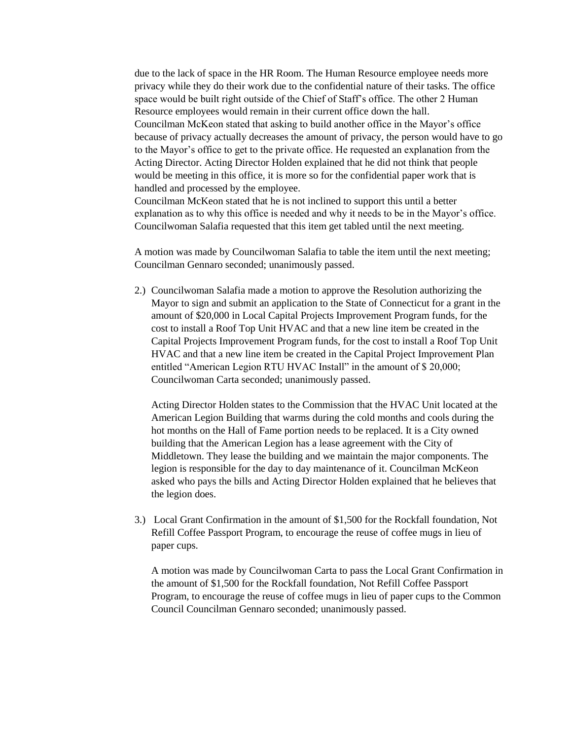due to the lack of space in the HR Room. The Human Resource employee needs more privacy while they do their work due to the confidential nature of their tasks. The office space would be built right outside of the Chief of Staff's office. The other 2 Human Resource employees would remain in their current office down the hall.
Councilman McKeon stated that asking to build another office in the Mayor's office because of privacy actually decreases the amount of privacy, the person would have to go to the Mayor's office to get to the private office. He requested an explanation from the Acting Director. Acting Director Holden explained that he did not think that people would be meeting in this office, it is more so for the confidential paper work that is handled and processed by the employee.
Councilman McKeon stated that he is not inclined to support this until a better explanation as to why this office is needed and why it needs to be in the Mayor's office. Councilwoman Salafia requested that this item get tabled until the next meeting.

A motion was made by Councilwoman Salafia to table the item until the next meeting; Councilman Gennaro seconded; unanimously passed.

2.) Councilwoman Salafia made a motion to approve the Resolution authorizing the Mayor to sign and submit an application to the State of Connecticut for a grant in the amount of $20,000 in Local Capital Projects Improvement Program funds, for the cost to install a Roof Top Unit HVAC and that a new line item be created in the Capital Projects Improvement Program funds, for the cost to install a Roof Top Unit HVAC and that a new line item be created in the Capital Project Improvement Plan entitled "American Legion RTU HVAC Install" in the amount of $ 20,000; Councilwoman Carta seconded; unanimously passed.

   Acting Director Holden states to the Commission that the HVAC Unit located at the American Legion Building that warms during the cold months and cools during the hot months on the Hall of Fame portion needs to be replaced. It is a City owned building that the American Legion has a lease agreement with the City of Middletown. They lease the building and we maintain the major components. The legion is responsible for the day to day maintenance of it. Councilman McKeon asked who pays the bills and Acting Director Holden explained that he believes that the legion does.

3.) Local Grant Confirmation in the amount of $1,500 for the Rockfall foundation, Not Refill Coffee Passport Program, to encourage the reuse of coffee mugs in lieu of paper cups.

   A motion was made by Councilwoman Carta to pass the Local Grant Confirmation in the amount of $1,500 for the Rockfall foundation, Not Refill Coffee Passport Program, to encourage the reuse of coffee mugs in lieu of paper cups to the Common Council Councilman Gennaro seconded; unanimously passed.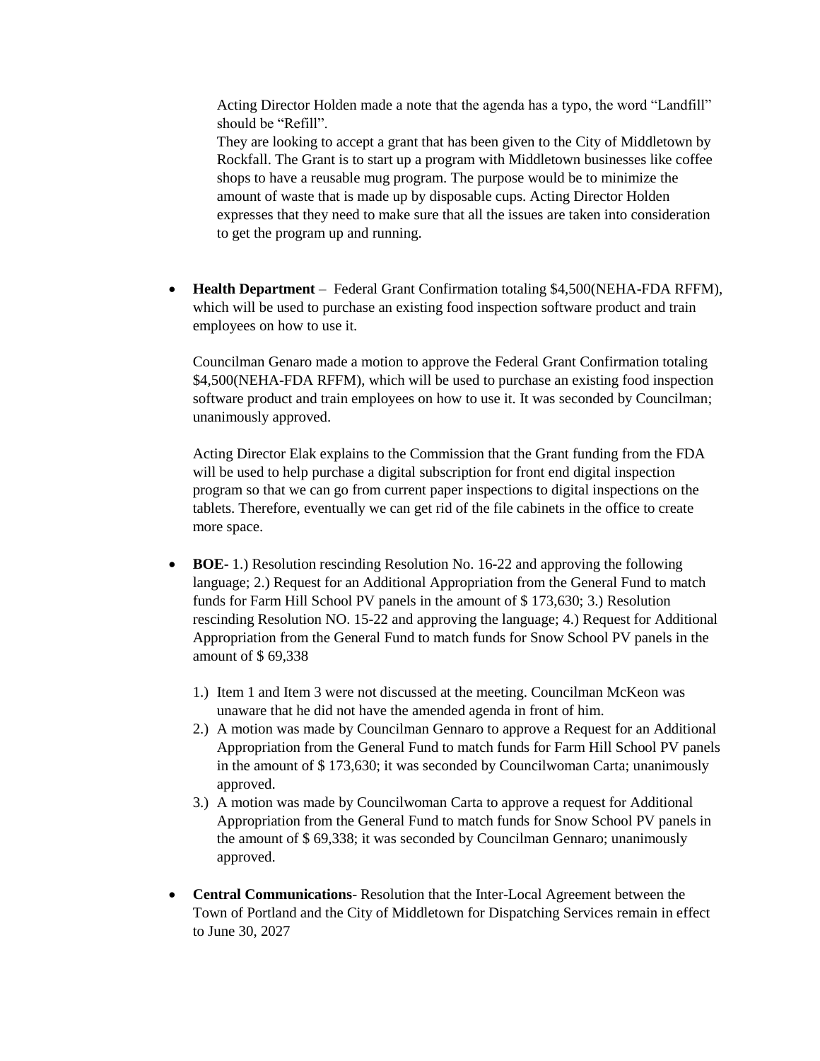Acting Director Holden made a note that the agenda has a typo, the word "Landfill" should be "Refill".
They are looking to accept a grant that has been given to the City of Middletown by Rockfall. The Grant is to start up a program with Middletown businesses like coffee shops to have a reusable mug program. The purpose would be to minimize the amount of waste that is made up by disposable cups. Acting Director Holden expresses that they need to make sure that all the issues are taken into consideration to get the program up and running.

- **Health Department** – Federal Grant Confirmation totaling $4,500(NEHA-FDA RFFM), which will be used to purchase an existing food inspection software product and train employees on how to use it.

  Councilman Genaro made a motion to approve the Federal Grant Confirmation totaling $4,500(NEHA-FDA RFFM), which will be used to purchase an existing food inspection software product and train employees on how to use it. It was seconded by Councilman; unanimously approved.

  Acting Director Elak explains to the Commission that the Grant funding from the FDA will be used to help purchase a digital subscription for front end digital inspection program so that we can go from current paper inspections to digital inspections on the tablets. Therefore, eventually we can get rid of the file cabinets in the office to create more space.

- **BOE**- 1.) Resolution rescinding Resolution No. 16-22 and approving the following language; 2.) Request for an Additional Appropriation from the General Fund to match funds for Farm Hill School PV panels in the amount of $ 173,630; 3.) Resolution rescinding Resolution NO. 15-22 and approving the language; 4.) Request for Additional Appropriation from the General Fund to match funds for Snow School PV panels in the amount of $ 69,338

  1.) Item 1 and Item 3 were not discussed at the meeting. Councilman McKeon was unaware that he did not have the amended agenda in front of him.
  2.) A motion was made by Councilman Gennaro to approve a Request for an Additional Appropriation from the General Fund to match funds for Farm Hill School PV panels in the amount of $ 173,630; it was seconded by Councilwoman Carta; unanimously approved.
  3.) A motion was made by Councilwoman Carta to approve a request for Additional Appropriation from the General Fund to match funds for Snow School PV panels in the amount of $ 69,338; it was seconded by Councilman Gennaro; unanimously approved.

- **Central Communications**- Resolution that the Inter-Local Agreement between the Town of Portland and the City of Middletown for Dispatching Services remain in effect to June 30, 2027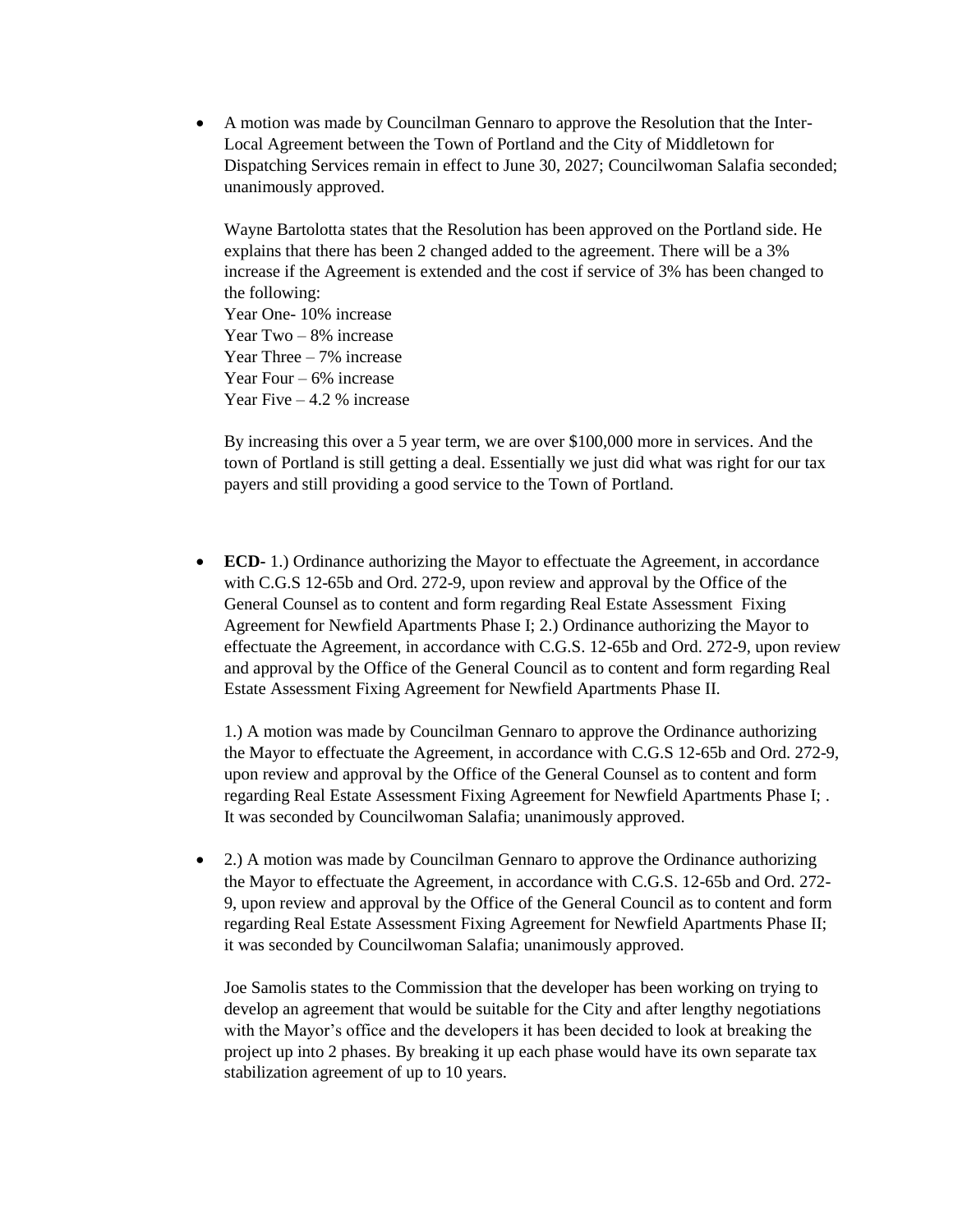- A motion was made by Councilman Gennaro to approve the Resolution that the Inter-Local Agreement between the Town of Portland and the City of Middletown for Dispatching Services remain in effect to June 30, 2027; Councilwoman Salafia seconded; unanimously approved.

  Wayne Bartolotta states that the Resolution has been approved on the Portland side. He explains that there has been 2 changed added to the agreement. There will be a 3% increase if the Agreement is extended and the cost if service of 3% has been changed to the following:
  Year One- 10% increase
  Year Two – 8% increase
  Year Three – 7% increase
  Year Four – 6% increase
  Year Five – 4.2 % increase

  By increasing this over a 5 year term, we are over $100,000 more in services. And the town of Portland is still getting a deal. Essentially we just did what was right for our tax payers and still providing a good service to the Town of Portland.

- **ECD-** 1.) Ordinance authorizing the Mayor to effectuate the Agreement, in accordance with C.G.S 12-65b and Ord. 272-9, upon review and approval by the Office of the General Counsel as to content and form regarding Real Estate Assessment Fixing Agreement for Newfield Apartments Phase I; 2.) Ordinance authorizing the Mayor to effectuate the Agreement, in accordance with C.G.S. 12-65b and Ord. 272-9, upon review and approval by the Office of the General Council as to content and form regarding Real Estate Assessment Fixing Agreement for Newfield Apartments Phase II.

  1.) A motion was made by Councilman Gennaro to approve the Ordinance authorizing the Mayor to effectuate the Agreement, in accordance with C.G.S 12-65b and Ord. 272-9, upon review and approval by the Office of the General Counsel as to content and form regarding Real Estate Assessment Fixing Agreement for Newfield Apartments Phase I; . It was seconded by Councilwoman Salafia; unanimously approved.

- 2.) A motion was made by Councilman Gennaro to approve the Ordinance authorizing the Mayor to effectuate the Agreement, in accordance with C.G.S. 12-65b and Ord. 272-9, upon review and approval by the Office of the General Council as to content and form regarding Real Estate Assessment Fixing Agreement for Newfield Apartments Phase II; it was seconded by Councilwoman Salafia; unanimously approved.

  Joe Samolis states to the Commission that the developer has been working on trying to develop an agreement that would be suitable for the City and after lengthy negotiations with the Mayor's office and the developers it has been decided to look at breaking the project up into 2 phases. By breaking it up each phase would have its own separate tax stabilization agreement of up to 10 years.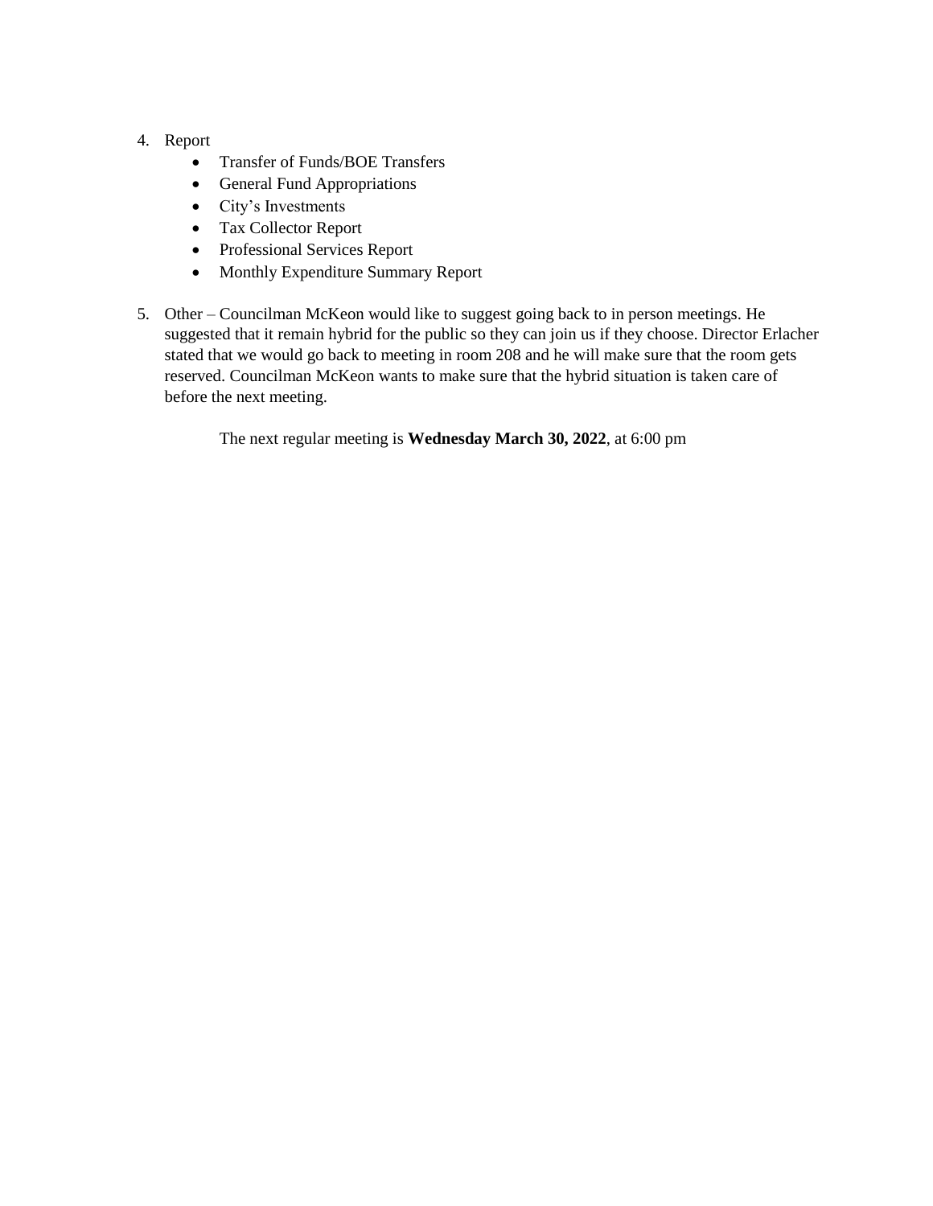4. Report
    - Transfer of Funds/BOE Transfers
    - General Fund Appropriations
    - City's Investments
    - Tax Collector Report
    - Professional Services Report
    - Monthly Expenditure Summary Report

5. Other – Councilman McKeon would like to suggest going back to in person meetings. He suggested that it remain hybrid for the public so they can join us if they choose. Director Erlacher stated that we would go back to meeting in room 208 and he will make sure that the room gets reserved. Councilman McKeon wants to make sure that the hybrid situation is taken care of before the next meeting.

    The next regular meeting is **Wednesday March 30, 2022**, at 6:00 pm